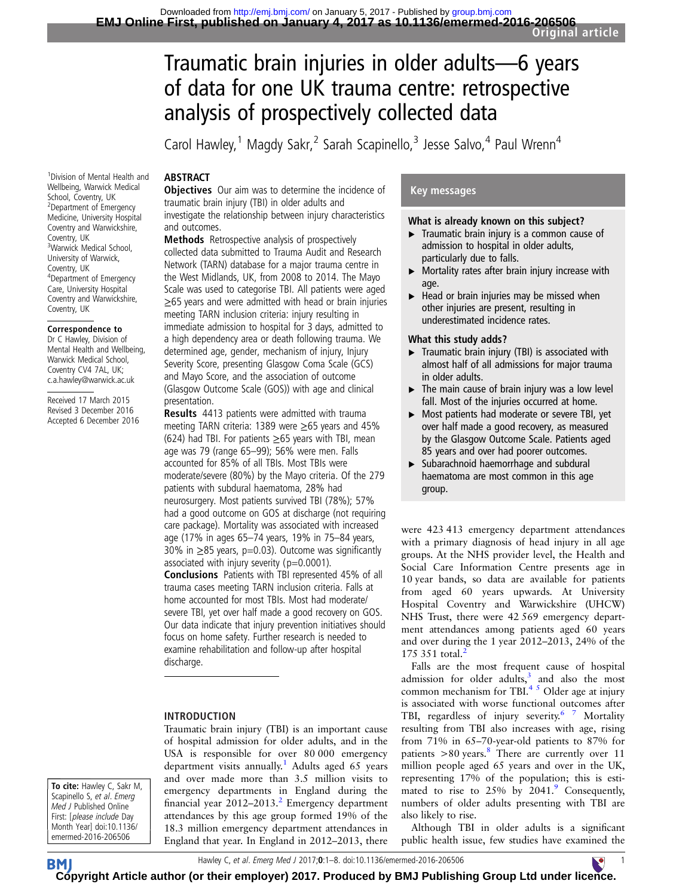# Traumatic brain injuries in older adults—6 years of data for one UK trauma centre: retrospective analysis of prospectively collected data

Carol Hawley,[1] Magdy Sakr,[2] Sarah Scapinello,[3] Jesse Salvo,[4] Paul Wrenn[4]

[1]Division of Mental Health and Wellbeing, Warwick Medical School, Coventry, UK
[2]Department of Emergency Medicine, University Hospital Coventry and Warwickshire, Coventry, UK
[3]Warwick Medical School, University of Warwick, Coventry, UK
[4]Department of Emergency Care, University Hospital Coventry and Warwickshire, Coventry, UK

**Correspondence to**
Dr C Hawley, Division of Mental Health and Wellbeing, Warwick Medical School, Coventry CV4 7AL, UK; c.a.hawley@warwick.ac.uk

Received 17 March 2015
Revised 3 December 2016
Accepted 6 December 2016

## ABSTRACT

**Objectives** Our aim was to determine the incidence of traumatic brain injury (TBI) in older adults and investigate the relationship between injury characteristics and outcomes.

**Methods** Retrospective analysis of prospectively collected data submitted to Trauma Audit and Research Network (TARN) database for a major trauma centre in the West Midlands, UK, from 2008 to 2014. The Mayo Scale was used to categorise TBI. All patients were aged ≥65 years and were admitted with head or brain injuries meeting TARN inclusion criteria: injury resulting in immediate admission to hospital for 3 days, admitted to a high dependency area or death following trauma. We determined age, gender, mechanism of injury, Injury Severity Score, presenting Glasgow Coma Scale (GCS) and Mayo Score, and the association of outcome (Glasgow Outcome Scale (GOS)) with age and clinical presentation.

**Results** 4413 patients were admitted with trauma meeting TARN criteria: 1389 were ≥65 years and 45% (624) had TBI. For patients ≥65 years with TBI, mean age was 79 (range 65–99); 56% were men. Falls accounted for 85% of all TBIs. Most TBIs were moderate/severe (80%) by the Mayo criteria. Of the 279 patients with subdural haematoma, 28% had neurosurgery. Most patients survived TBI (78%); 57% had a good outcome on GOS at discharge (not requiring care package). Mortality was associated with increased age (17% in ages 65–74 years, 19% in 75–84 years, 30% in ≥85 years, p=0.03). Outcome was significantly associated with injury severity (p=0.0001).

**Conclusions** Patients with TBI represented 45% of all trauma cases meeting TARN inclusion criteria. Falls at home accounted for most TBIs. Most had moderate/severe TBI, yet over half made a good recovery on GOS. Our data indicate that injury prevention initiatives should focus on home safety. Further research is needed to examine rehabilitation and follow-up after hospital discharge.

## Key messages

**What is already known on this subject?**

- Traumatic brain injury is a common cause of admission to hospital in older adults, particularly due to falls.
- Mortality rates after brain injury increase with age.
- Head or brain injuries may be missed when other injuries are present, resulting in underestimated incidence rates.

**What this study adds?**

- Traumatic brain injury (TBI) is associated with almost half of all admissions for major trauma in older adults.
- The main cause of brain injury was a low level fall. Most of the injuries occurred at home.
- Most patients had moderate or severe TBI, yet over half made a good recovery, as measured by the Glasgow Outcome Scale. Patients aged 85 years and over had poorer outcomes.
- Subarachnoid haemorrhage and subdural haematoma are most common in this age group.

## INTRODUCTION

Traumatic brain injury (TBI) is an important cause of hospital admission for older adults, and in the USA is responsible for over 80 000 emergency department visits annually.[1] Adults aged 65 years and over made more than 3.5 million visits to emergency departments in England during the financial year 2012–2013.[2] Emergency department attendances by this age group formed 19% of the 18.3 million emergency department attendances in England that year. In England in 2012–2013, there were 423 413 emergency department attendances with a primary diagnosis of head injury in all age groups. At the NHS provider level, the Health and Social Care Information Centre presents age in 10 year bands, so data are available for patients from aged 60 years upwards. At University Hospital Coventry and Warwickshire (UHCW) NHS Trust, there were 42 569 emergency department attendances among patients aged 60 years and over during the 1 year 2012–2013, 24% of the 175 351 total.[2]

Falls are the most frequent cause of hospital admission for older adults,[3] and also the most common mechanism for TBI.[4,5] Older age at injury is associated with worse functional outcomes after TBI, regardless of injury severity.[6,7] Mortality resulting from TBI also increases with age, rising from 71% in 65–70-year-old patients to 87% for patients >80 years.[8] There are currently over 11 million people aged 65 years and over in the UK, representing 17% of the population; this is estimated to rise to 25% by 2041.[9] Consequently, numbers of older adults presenting with TBI are also likely to rise.

Although TBI in older adults is a significant public health issue, few studies have examined the

To cite: Hawley C, Sakr M, Scapinello S, et al. Emerg Med J Published Online First: [please include Day Month Year] doi:10.1136/emermed-2016-206506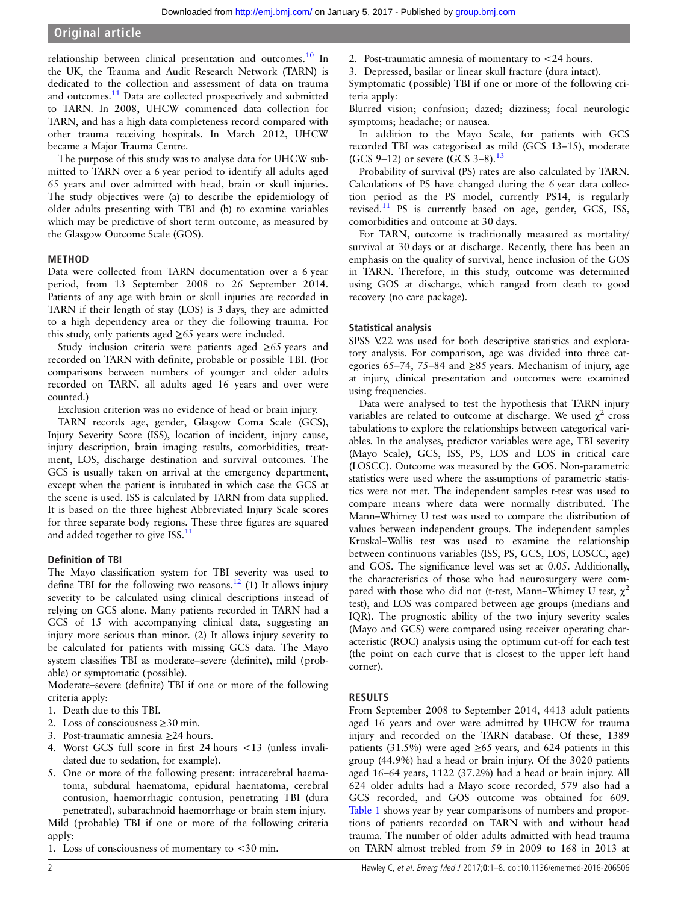relationship between clinical presentation and outcomes.[10] In the UK, the Trauma and Audit Research Network (TARN) is dedicated to the collection and assessment of data on trauma and outcomes.[11] Data are collected prospectively and submitted to TARN. In 2008, UHCW commenced data collection for TARN, and has a high data completeness record compared with other trauma receiving hospitals. In March 2012, UHCW became a Major Trauma Centre.

The purpose of this study was to analyse data for UHCW submitted to TARN over a 6 year period to identify all adults aged 65 years and over admitted with head, brain or skull injuries. The study objectives were (a) to describe the epidemiology of older adults presenting with TBI and (b) to examine variables which may be predictive of short term outcome, as measured by the Glasgow Outcome Scale (GOS).

## METHOD

Data were collected from TARN documentation over a 6 year period, from 13 September 2008 to 26 September 2014. Patients of any age with brain or skull injuries are recorded in TARN if their length of stay (LOS) is 3 days, they are admitted to a high dependency area or they die following trauma. For this study, only patients aged ≥65 years were included.

Study inclusion criteria were patients aged ≥65 years and recorded on TARN with definite, probable or possible TBI. (For comparisons between numbers of younger and older adults recorded on TARN, all adults aged 16 years and over were counted.)

Exclusion criterion was no evidence of head or brain injury.

TARN records age, gender, Glasgow Coma Scale (GCS), Injury Severity Score (ISS), location of incident, injury cause, injury description, brain imaging results, comorbidities, treatment, LOS, discharge destination and survival outcomes. The GCS is usually taken on arrival at the emergency department, except when the patient is intubated in which case the GCS at the scene is used. ISS is calculated by TARN from data supplied. It is based on the three highest Abbreviated Injury Scale scores for three separate body regions. These three figures are squared and added together to give ISS.[11]

### Definition of TBI

The Mayo classification system for TBI severity was used to define TBI for the following two reasons.[12] (1) It allows injury severity to be calculated using clinical descriptions instead of relying on GCS alone. Many patients recorded in TARN had a GCS of 15 with accompanying clinical data, suggesting an injury more serious than minor. (2) It allows injury severity to be calculated for patients with missing GCS data. The Mayo system classifies TBI as moderate–severe (definite), mild (probable) or symptomatic (possible).

Moderate–severe (definite) TBI if one or more of the following criteria apply:

1. Death due to this TBI.
2. Loss of consciousness ≥30 min.
3. Post-traumatic amnesia ≥24 hours.
4. Worst GCS full score in first 24 hours <13 (unless invalidated due to sedation, for example).
5. One or more of the following present: intracerebral haematoma, subdural haematoma, epidural haematoma, cerebral contusion, haemorrhagic contusion, penetrating TBI (dura penetrated), subarachnoid haemorrhage or brain stem injury.

Mild (probable) TBI if one or more of the following criteria apply:

1. Loss of consciousness of momentary to <30 min.
2. Post-traumatic amnesia of momentary to <24 hours.
3. Depressed, basilar or linear skull fracture (dura intact).

Symptomatic (possible) TBI if one or more of the following criteria apply:

Blurred vision; confusion; dazed; dizziness; focal neurologic symptoms; headache; or nausea.

In addition to the Mayo Scale, for patients with GCS recorded TBI was categorised as mild (GCS 13–15), moderate (GCS 9–12) or severe (GCS 3–8).[13]

Probability of survival (PS) rates are also calculated by TARN. Calculations of PS have changed during the 6 year data collection period as the PS model, currently PS14, is regularly revised.[11] PS is currently based on age, gender, GCS, ISS, comorbidities and outcome at 30 days.

For TARN, outcome is traditionally measured as mortality/survival at 30 days or at discharge. Recently, there has been an emphasis on the quality of survival, hence inclusion of the GOS in TARN. Therefore, in this study, outcome was determined using GOS at discharge, which ranged from death to good recovery (no care package).

### Statistical analysis

SPSS V.22 was used for both descriptive statistics and exploratory analysis. For comparison, age was divided into three categories 65–74, 75–84 and ≥85 years. Mechanism of injury, age at injury, clinical presentation and outcomes were examined using frequencies.

Data were analysed to test the hypothesis that TARN injury variables are related to outcome at discharge. We used $\chi^2$ cross tabulations to explore the relationships between categorical variables. In the analyses, predictor variables were age, TBI severity (Mayo Scale), GCS, ISS, PS, LOS and LOS in critical care (LOSCC). Outcome was measured by the GOS. Non-parametric statistics were used where the assumptions of parametric statistics were not met. The independent samples t-test was used to compare means where data were normally distributed. The Mann–Whitney U test was used to compare the distribution of values between independent groups. The independent samples Kruskal–Wallis test was used to examine the relationship between continuous variables (ISS, PS, GCS, LOS, LOSCC, age) and GOS. The significance level was set at 0.05. Additionally, the characteristics of those who had neurosurgery were compared with those who did not (t-test, Mann–Whitney U test, $\chi^2$ test), and LOS was compared between age groups (medians and IQR). The prognostic ability of the two injury severity scales (Mayo and GCS) were compared using receiver operating characteristic (ROC) analysis using the optimum cut-off for each test (the point on each curve that is closest to the upper left hand corner).

## RESULTS

From September 2008 to September 2014, 4413 adult patients aged 16 years and over were admitted by UHCW for trauma injury and recorded on the TARN database. Of these, 1389 patients (31.5%) were aged ≥65 years, and 624 patients in this group (44.9%) had a head or brain injury. Of the 3020 patients aged 16–64 years, 1122 (37.2%) had a head or brain injury. All 624 older adults had a Mayo score recorded, 579 also had a GCS recorded, and GOS outcome was obtained for 609. Table 1 shows year by year comparisons of numbers and proportions of patients recorded on TARN with and without head trauma. The number of older adults admitted with head trauma on TARN almost trebled from 59 in 2009 to 168 in 2013 at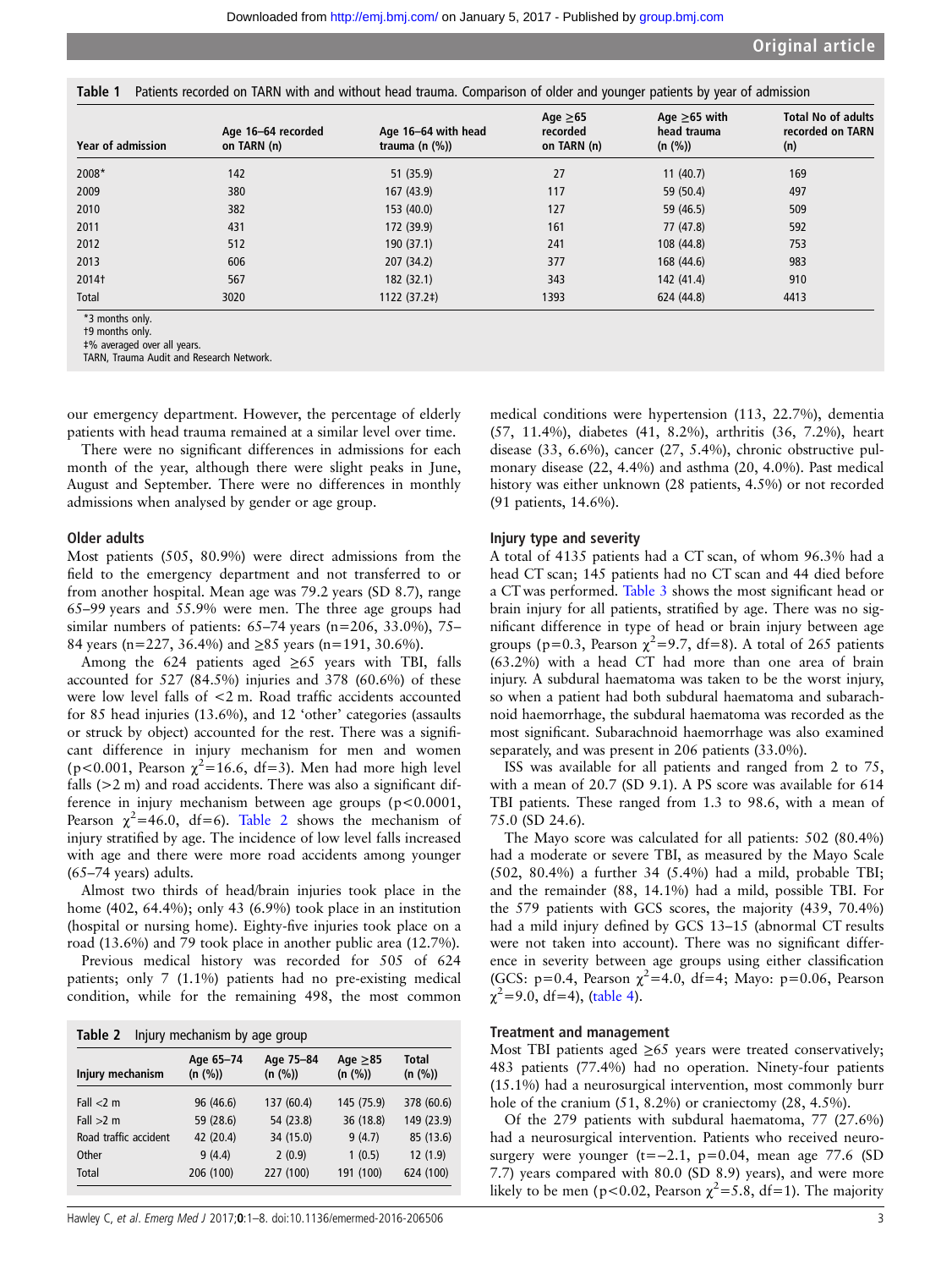**Table 1** Patients recorded on TARN with and without head trauma. Comparison of older and younger patients by year of admission

| Year of admission | Age 16–64 recorded on TARN (n) | Age 16–64 with head trauma (n (%)) | Age ≥65 recorded on TARN (n) | Age ≥65 with head trauma (n (%)) | Total No of adults recorded on TARN (n) |
|---|---|---|---|---|---|
| 2008* | 142 | 51 (35.9) | 27 | 11 (40.7) | 169 |
| 2009 | 380 | 167 (43.9) | 117 | 59 (50.4) | 497 |
| 2010 | 382 | 153 (40.0) | 127 | 59 (46.5) | 509 |
| 2011 | 431 | 172 (39.9) | 161 | 77 (47.8) | 592 |
| 2012 | 512 | 190 (37.1) | 241 | 108 (44.8) | 753 |
| 2013 | 606 | 207 (34.2) | 377 | 168 (44.6) | 983 |
| 2014† | 567 | 182 (32.1) | 343 | 142 (41.4) | 910 |
| Total | 3020 | 1122 (37.2‡) | 1393 | 624 (44.8) | 4413 |

*3 months only.
†9 months only.
‡% averaged over all years.
TARN, Trauma Audit and Research Network.

our emergency department. However, the percentage of elderly patients with head trauma remained at a similar level over time.

There were no significant differences in admissions for each month of the year, although there were slight peaks in June, August and September. There were no differences in monthly admissions when analysed by gender or age group.

### Older adults

Most patients (505, 80.9%) were direct admissions from the field to the emergency department and not transferred to or from another hospital. Mean age was 79.2 years (SD 8.7), range 65–99 years and 55.9% were men. The three age groups had similar numbers of patients: 65–74 years (n=206, 33.0%), 75–84 years (n=227, 36.4%) and ≥85 years (n=191, 30.6%).

Among the 624 patients aged ≥65 years with TBI, falls accounted for 527 (84.5%) injuries and 378 (60.6%) of these were low level falls of <2 m. Road traffic accidents accounted for 85 head injuries (13.6%), and 12 'other' categories (assaults or struck by object) accounted for the rest. There was a significant difference in injury mechanism for men and women ($p<0.001$, Pearson $\chi^2=16.6$, df=3). Men had more high level falls (>2 m) and road accidents. There was also a significant difference in injury mechanism between age groups ($p<0.0001$, Pearson $\chi^2=46.0$, df=6). Table 2 shows the mechanism of injury stratified by age. The incidence of low level falls increased with age and there were more road accidents among younger (65–74 years) adults.

Almost two thirds of head/brain injuries took place in the home (402, 64.4%); only 43 (6.9%) took place in an institution (hospital or nursing home). Eighty-five injuries took place on a road (13.6%) and 79 took place in another public area (12.7%).

Previous medical history was recorded for 505 of 624 patients; only 7 (1.1%) patients had no pre-existing medical condition, while for the remaining 498, the most common medical conditions were hypertension (113, 22.7%), dementia (57, 11.4%), diabetes (41, 8.2%), arthritis (36, 7.2%), heart disease (33, 6.6%), cancer (27, 5.4%), chronic obstructive pulmonary disease (22, 4.4%) and asthma (20, 4.0%). Past medical history was either unknown (28 patients, 4.5%) or not recorded (91 patients, 14.6%).

**Table 2** Injury mechanism by age group

| Injury mechanism | Age 65–74 (n (%)) | Age 75–84 (n (%)) | Age ≥85 (n (%)) | Total (n (%)) |
|---|---|---|---|---|
| Fall <2 m | 96 (46.6) | 137 (60.4) | 145 (75.9) | 378 (60.6) |
| Fall >2 m | 59 (28.6) | 54 (23.8) | 36 (18.8) | 149 (23.9) |
| Road traffic accident | 42 (20.4) | 34 (15.0) | 9 (4.7) | 85 (13.6) |
| Other | 9 (4.4) | 2 (0.9) | 1 (0.5) | 12 (1.9) |
| Total | 206 (100) | 227 (100) | 191 (100) | 624 (100) |

### Injury type and severity

A total of 4135 patients had a CT scan, of whom 96.3% had a head CT scan; 145 patients had no CT scan and 44 died before a CT was performed. Table 3 shows the most significant head or brain injury for all patients, stratified by age. There was no significant difference in type of head or brain injury between age groups ($p=0.3$, Pearson $\chi^2=9.7$, df=8). A total of 265 patients (63.2%) with a head CT had more than one area of brain injury. A subdural haematoma was taken to be the worst injury, so when a patient had both subdural haematoma and subarachnoid haemorrhage, the subdural haematoma was recorded as the most significant. Subarachnoid haemorrhage was also examined separately, and was present in 206 patients (33.0%).

ISS was available for all patients and ranged from 2 to 75, with a mean of 20.7 (SD 9.1). A PS score was available for 614 TBI patients. These ranged from 1.3 to 98.6, with a mean of 75.0 (SD 24.6).

The Mayo score was calculated for all patients: 502 (80.4%) had a moderate or severe TBI, as measured by the Mayo Scale (502, 80.4%) a further 34 (5.4%) had a mild, probable TBI; and the remainder (88, 14.1%) had a mild, possible TBI. For the 579 patients with GCS scores, the majority (439, 70.4%) had a mild injury defined by GCS 13–15 (abnormal CT results were not taken into account). There was no significant difference in severity between age groups using either classification (GCS: $p=0.4$, Pearson $\chi^2=4.0$, df=4; Mayo: $p=0.06$, Pearson $\chi^2=9.0$, df=4), (table 4).

### Treatment and management

Most TBI patients aged ≥65 years were treated conservatively; 483 patients (77.4%) had no operation. Ninety-four patients (15.1%) had a neurosurgical intervention, most commonly burr hole of the cranium (51, 8.2%) or craniectomy (28, 4.5%).

Of the 279 patients with subdural haematoma, 77 (27.6%) had a neurosurgical intervention. Patients who received neurosurgery were younger ($t=-2.1$, $p=0.04$, mean age 77.6 (SD 7.7) years compared with 80.0 (SD 8.9) years), and were more likely to be men ($p<0.02$, Pearson $\chi^2=5.8$, df=1). The majority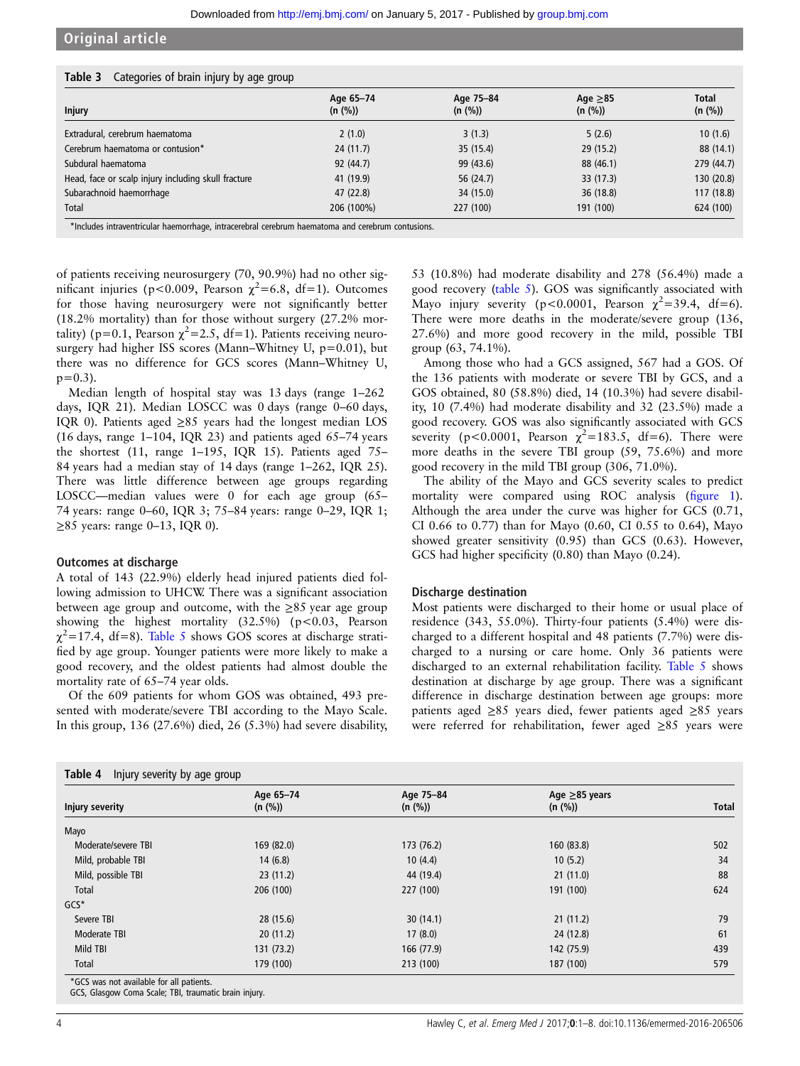Table 3 Categories of brain injury by age group

| Injury | Age 65–74 (n (%)) | Age 75–84 (n (%)) | Age ≥85 (n (%)) | Total (n (%)) |
|---|---|---|---|---|
| Extradural, cerebrum haematoma | 2 (1.0) | 3 (1.3) | 5 (2.6) | 10 (1.6) |
| Cerebrum haematoma or contusion* | 24 (11.7) | 35 (15.4) | 29 (15.2) | 88 (14.1) |
| Subdural haematoma | 92 (44.7) | 99 (43.6) | 88 (46.1) | 279 (44.7) |
| Head, face or scalp injury including skull fracture | 41 (19.9) | 56 (24.7) | 33 (17.3) | 130 (20.8) |
| Subarachnoid haemorrhage | 47 (22.8) | 34 (15.0) | 36 (18.8) | 117 (18.8) |
| Total | 206 (100%) | 227 (100) | 191 (100) | 624 (100) |

*Includes intraventricular haemorrhage, intracerebral cerebrum haematoma and cerebrum contusions.

of patients receiving neurosurgery (70, 90.9%) had no other significant injuries ($p<0.009$, Pearson $\chi^2=6.8$, df=1). Outcomes for those having neurosurgery were not significantly better (18.2% mortality) than for those without surgery (27.2% mortality) ($p=0.1$, Pearson $\chi^2=2.5$, df=1). Patients receiving neurosurgery had higher ISS scores (Mann–Whitney U, $p=0.01$), but there was no difference for GCS scores (Mann–Whitney U, $p=0.3$).

Median length of hospital stay was 13 days (range 1–262 days, IQR 21). Median LOSCC was 0 days (range 0–60 days, IQR 0). Patients aged ≥85 years had the longest median LOS (16 days, range 1–104, IQR 23) and patients aged 65–74 years the shortest (11, range 1–195, IQR 15). Patients aged 75–84 years had a median stay of 14 days (range 1–262, IQR 25). There was little difference between age groups regarding LOSCC—median values were 0 for each age group (65–74 years: range 0–60, IQR 3; 75–84 years: range 0–29, IQR 1; ≥85 years: range 0–13, IQR 0).

### Outcomes at discharge

A total of 143 (22.9%) elderly head injured patients died following admission to UHCW. There was a significant association between age group and outcome, with the ≥85 year age group showing the highest mortality (32.5%) ($p<0.03$, Pearson $\chi^2=17.4$, df=8). Table 5 shows GOS scores at discharge stratified by age group. Younger patients were more likely to make a good recovery, and the oldest patients had almost double the mortality rate of 65–74 year olds.

Of the 609 patients for whom GOS was obtained, 493 presented with moderate/severe TBI according to the Mayo Scale. In this group, 136 (27.6%) died, 26 (5.3%) had severe disability, 53 (10.8%) had moderate disability and 278 (56.4%) made a good recovery (table 5). GOS was significantly associated with Mayo injury severity ($p<0.0001$, Pearson $\chi^2=39.4$, df=6). There were more deaths in the moderate/severe group (136, 27.6%) and more good recovery in the mild, possible TBI group (63, 74.1%).

Among those who had a GCS assigned, 567 had a GOS. Of the 136 patients with moderate or severe TBI by GCS, and a GOS obtained, 80 (58.8%) died, 14 (10.3%) had severe disability, 10 (7.4%) had moderate disability and 32 (23.5%) made a good recovery. GOS was also significantly associated with GCS severity ($p<0.0001$, Pearson $\chi^2=183.5$, df=6). There were more deaths in the severe TBI group (59, 75.6%) and more good recovery in the mild TBI group (306, 71.0%).

The ability of the Mayo and GCS severity scales to predict mortality were compared using ROC analysis (figure 1). Although the area under the curve was higher for GCS (0.71, CI 0.66 to 0.77) than for Mayo (0.60, CI 0.55 to 0.64), Mayo showed greater sensitivity (0.95) than GCS (0.63). However, GCS had higher specificity (0.80) than Mayo (0.24).

### Discharge destination

Most patients were discharged to their home or usual place of residence (343, 55.0%). Thirty-four patients (5.4%) were discharged to a different hospital and 48 patients (7.7%) were discharged to a nursing or care home. Only 36 patients were discharged to an external rehabilitation facility. Table 5 shows destination at discharge by age group. There was a significant difference in discharge destination between age groups: more patients aged ≥85 years died, fewer patients aged ≥85 years were referred for rehabilitation, fewer aged ≥85 years were

Table 4 Injury severity by age group

| Injury severity | Age 65–74 (n (%)) | Age 75–84 (n (%)) | Age ≥85 years (n (%)) | Total |
|---|---|---|---|---|
| Mayo | | | | |
| Moderate/severe TBI | 169 (82.0) | 173 (76.2) | 160 (83.8) | 502 |
| Mild, probable TBI | 14 (6.8) | 10 (4.4) | 10 (5.2) | 34 |
| Mild, possible TBI | 23 (11.2) | 44 (19.4) | 21 (11.0) | 88 |
| Total | 206 (100) | 227 (100) | 191 (100) | 624 |
| GCS* | | | | |
| Severe TBI | 28 (15.6) | 30 (14.1) | 21 (11.2) | 79 |
| Moderate TBI | 20 (11.2) | 17 (8.0) | 24 (12.8) | 61 |
| Mild TBI | 131 (73.2) | 166 (77.9) | 142 (75.9) | 439 |
| Total | 179 (100) | 213 (100) | 187 (100) | 579 |

*GCS was not available for all patients.
GCS, Glasgow Coma Scale; TBI, traumatic brain injury.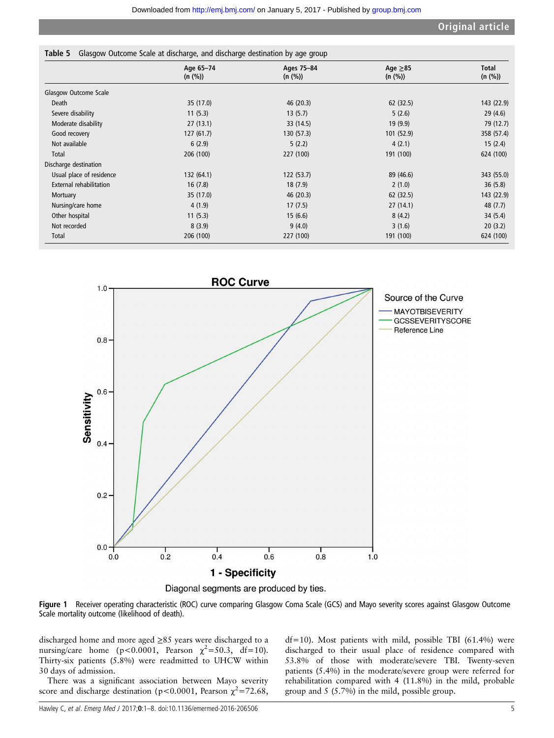**Table 5** Glasgow Outcome Scale at discharge, and discharge destination by age group

| | Age 65–74 (n (%)) | Ages 75–84 (n (%)) | Age ≥85 (n (%)) | Total (n (%)) |
|---|---|---|---|---|
| Glasgow Outcome Scale | | | | |
| Death | 35 (17.0) | 46 (20.3) | 62 (32.5) | 143 (22.9) |
| Severe disability | 11 (5.3) | 13 (5.7) | 5 (2.6) | 29 (4.6) |
| Moderate disability | 27 (13.1) | 33 (14.5) | 19 (9.9) | 79 (12.7) |
| Good recovery | 127 (61.7) | 130 (57.3) | 101 (52.9) | 358 (57.4) |
| Not available | 6 (2.9) | 5 (2.2) | 4 (2.1) | 15 (2.4) |
| Total | 206 (100) | 227 (100) | 191 (100) | 624 (100) |
| Discharge destination | | | | |
| Usual place of residence | 132 (64.1) | 122 (53.7) | 89 (46.6) | 343 (55.0) |
| External rehabilitation | 16 (7.8) | 18 (7.9) | 2 (1.0) | 36 (5.8) |
| Mortuary | 35 (17.0) | 46 (20.3) | 62 (32.5) | 143 (22.9) |
| Nursing/care home | 4 (1.9) | 17 (7.5) | 27 (14.1) | 48 (7.7) |
| Other hospital | 11 (5.3) | 15 (6.6) | 8 (4.2) | 34 (5.4) |
| Not recorded | 8 (3.9) | 9 (4.0) | 3 (1.6) | 20 (3.2) |
| Total | 206 (100) | 227 (100) | 191 (100) | 624 (100) |

**Figure 1** Receiver operating characteristic (ROC) curve comparing Glasgow Coma Scale (GCS) and Mayo severity scores against Glasgow Outcome Scale mortality outcome (likelihood of death).

discharged home and more aged ≥85 years were discharged to a nursing/care home ($p<0.0001$, Pearson $\chi^2=50.3$, df=10). Thirty-six patients (5.8%) were readmitted to UHCW within 30 days of admission.

There was a significant association between Mayo severity score and discharge destination ($p<0.0001$, Pearson $\chi^2=72.68$, df=10). Most patients with mild, possible TBI (61.4%) were discharged to their usual place of residence compared with 53.8% of those with moderate/severe TBI. Twenty-seven patients (5.4%) in the moderate/severe group were referred for rehabilitation compared with 4 (11.8%) in the mild, probable group and 5 (5.7%) in the mild, possible group.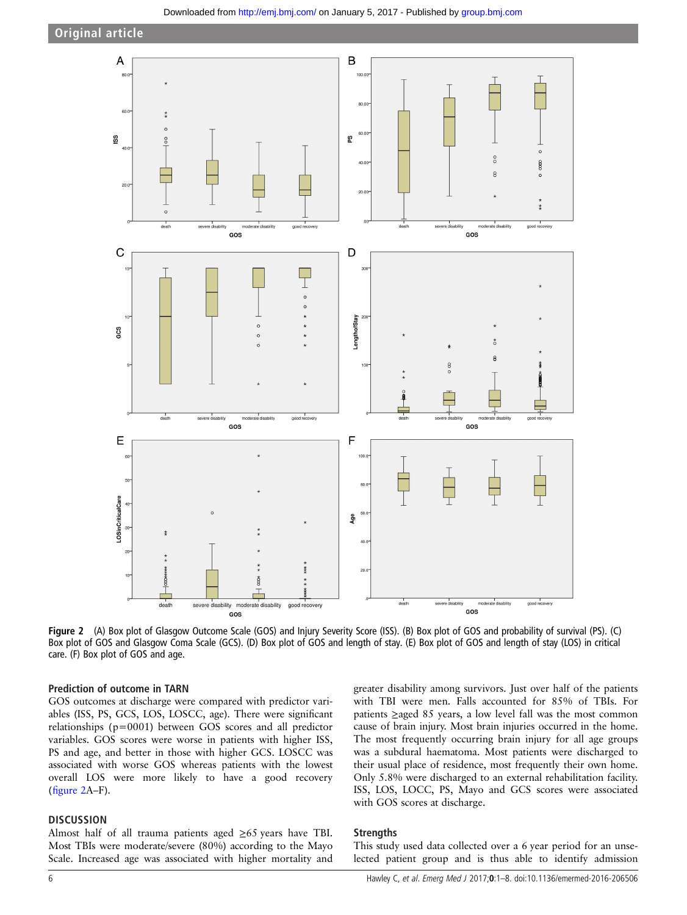Figure 2 (A) Box plot of Glasgow Outcome Scale (GOS) and Injury Severity Score (ISS). (B) Box plot of GOS and probability of survival (PS). (C) Box plot of GOS and Glasgow Coma Scale (GCS). (D) Box plot of GOS and length of stay. (E) Box plot of GOS and length of stay (LOS) in critical care. (F) Box plot of GOS and age.

### Prediction of outcome in TARN

GOS outcomes at discharge were compared with predictor variables (ISS, PS, GCS, LOS, LOSCC, age). There were significant relationships (p=0001) between GOS scores and all predictor variables. GOS scores were worse in patients with higher ISS, PS and age, and better in those with higher GCS. LOSCC was associated with worse GOS whereas patients with the lowest overall LOS were more likely to have a good recovery (figure 2A–F).

## DISCUSSION

Almost half of all trauma patients aged ≥65 years have TBI. Most TBIs were moderate/severe (80%) according to the Mayo Scale. Increased age was associated with higher mortality and greater disability among survivors. Just over half of the patients with TBI were men. Falls accounted for 85% of TBIs. For patients ≥aged 85 years, a low level fall was the most common cause of brain injury. Most brain injuries occurred in the home. The most frequently occurring brain injury for all age groups was a subdural haematoma. Most patients were discharged to their usual place of residence, most frequently their own home. Only 5.8% were discharged to an external rehabilitation facility. ISS, LOS, LOCC, PS, Mayo and GCS scores were associated with GOS scores at discharge.

### Strengths

This study used data collected over a 6 year period for an unselected patient group and is thus able to identify admission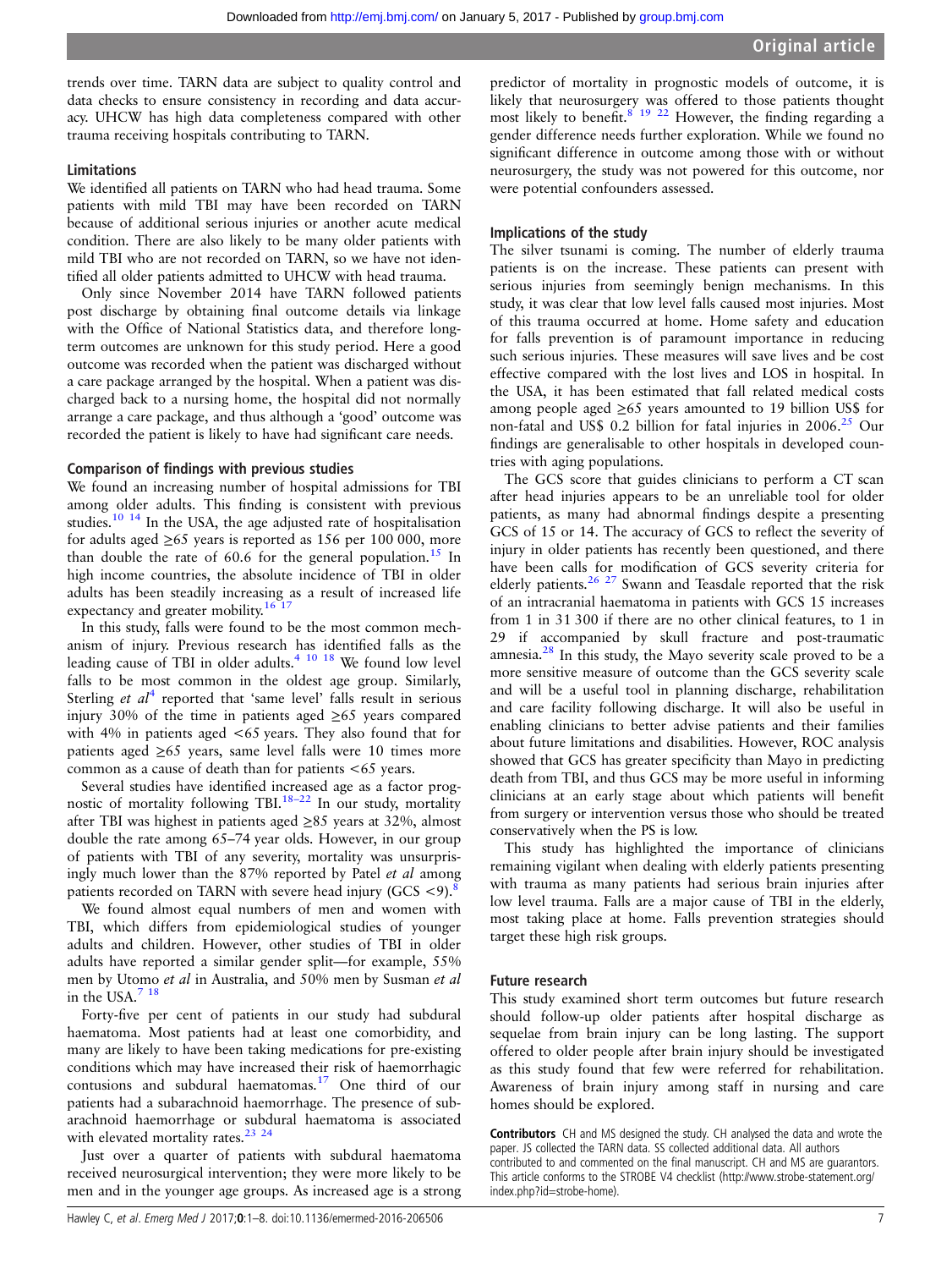trends over time. TARN data are subject to quality control and data checks to ensure consistency in recording and data accuracy. UHCW has high data completeness compared with other trauma receiving hospitals contributing to TARN.

### Limitations

We identified all patients on TARN who had head trauma. Some patients with mild TBI may have been recorded on TARN because of additional serious injuries or another acute medical condition. There are also likely to be many older patients with mild TBI who are not recorded on TARN, so we have not identified all older patients admitted to UHCW with head trauma.

Only since November 2014 have TARN followed patients post discharge by obtaining final outcome details via linkage with the Office of National Statistics data, and therefore long-term outcomes are unknown for this study period. Here a good outcome was recorded when the patient was discharged without a care package arranged by the hospital. When a patient was discharged back to a nursing home, the hospital did not normally arrange a care package, and thus although a 'good' outcome was recorded the patient is likely to have had significant care needs.

### Comparison of findings with previous studies

We found an increasing number of hospital admissions for TBI among older adults. This finding is consistent with previous studies.[10 14] In the USA, the age adjusted rate of hospitalisation for adults aged ≥65 years is reported as 156 per 100 000, more than double the rate of 60.6 for the general population.[15] In high income countries, the absolute incidence of TBI in older adults has been steadily increasing as a result of increased life expectancy and greater mobility.[16 17]

In this study, falls were found to be the most common mechanism of injury. Previous research has identified falls as the leading cause of TBI in older adults.[4 10 18] We found low level falls to be most common in the oldest age group. Similarly, Sterling *et al*[4] reported that 'same level' falls result in serious injury 30% of the time in patients aged ≥65 years compared with 4% in patients aged <65 years. They also found that for patients aged ≥65 years, same level falls were 10 times more common as a cause of death than for patients <65 years.

Several studies have identified increased age as a factor prognostic of mortality following TBI.[18–22] In our study, mortality after TBI was highest in patients aged ≥85 years at 32%, almost double the rate among 65–74 year olds. However, in our group of patients with TBI of any severity, mortality was unsurprisingly much lower than the 87% reported by Patel *et al* among patients recorded on TARN with severe head injury (GCS <9).[8]

We found almost equal numbers of men and women with TBI, which differs from epidemiological studies of younger adults and children. However, other studies of TBI in older adults have reported a similar gender split—for example, 55% men by Utomo *et al* in Australia, and 50% men by Susman *et al* in the USA.[7 18]

Forty-five per cent of patients in our study had subdural haematoma. Most patients had at least one comorbidity, and many are likely to have been taking medications for pre-existing conditions which may have increased their risk of haemorrhagic contusions and subdural haematomas.[17] One third of our patients had a subarachnoid haemorrhage. The presence of subarachnoid haemorrhage or subdural haematoma is associated with elevated mortality rates.[23 24]

Just over a quarter of patients with subdural haematoma received neurosurgical intervention; they were more likely to be men and in the younger age groups. As increased age is a strong predictor of mortality in prognostic models of outcome, it is likely that neurosurgery was offered to those patients thought most likely to benefit.[8 19 22] However, the finding regarding a gender difference needs further exploration. While we found no significant difference in outcome among those with or without neurosurgery, the study was not powered for this outcome, nor were potential confounders assessed.

### Implications of the study

The silver tsunami is coming. The number of elderly trauma patients is on the increase. These patients can present with serious injuries from seemingly benign mechanisms. In this study, it was clear that low level falls caused most injuries. Most of this trauma occurred at home. Home safety and education for falls prevention is of paramount importance in reducing such serious injuries. These measures will save lives and be cost effective compared with the lost lives and LOS in hospital. In the USA, it has been estimated that fall related medical costs among people aged ≥65 years amounted to 19 billion US$ for non-fatal and US$ 0.2 billion for fatal injuries in 2006.[25] Our findings are generalisable to other hospitals in developed countries with aging populations.

The GCS score that guides clinicians to perform a CT scan after head injuries appears to be an unreliable tool for older patients, as many had abnormal findings despite a presenting GCS of 15 or 14. The accuracy of GCS to reflect the severity of injury in older patients has recently been questioned, and there have been calls for modification of GCS severity criteria for elderly patients.[26 27] Swann and Teasdale reported that the risk of an intracranial haematoma in patients with GCS 15 increases from 1 in 31 300 if there are no other clinical features, to 1 in 29 if accompanied by skull fracture and post-traumatic amnesia.[28] In this study, the Mayo severity scale proved to be a more sensitive measure of outcome than the GCS severity scale and will be a useful tool in planning discharge, rehabilitation and care facility following discharge. It will also be useful in enabling clinicians to better advise patients and their families about future limitations and disabilities. However, ROC analysis showed that GCS has greater specificity than Mayo in predicting death from TBI, and thus GCS may be more useful in informing clinicians at an early stage about which patients will benefit from surgery or intervention versus those who should be treated conservatively when the PS is low.

This study has highlighted the importance of clinicians remaining vigilant when dealing with elderly patients presenting with trauma as many patients had serious brain injuries after low level trauma. Falls are a major cause of TBI in the elderly, most taking place at home. Falls prevention strategies should target these high risk groups.

### Future research

This study examined short term outcomes but future research should follow-up older patients after hospital discharge as sequelae from brain injury can be long lasting. The support offered to older people after brain injury should be investigated as this study found that few were referred for rehabilitation. Awareness of brain injury among staff in nursing and care homes should be explored.

**Contributors** CH and MS designed the study. CH analysed the data and wrote the paper. JS collected the TARN data. SS collected additional data. All authors contributed to and commented on the final manuscript. CH and MS are guarantors. This article conforms to the STROBE V4 checklist (http://www.strobe-statement.org/index.php?id=strobe-home).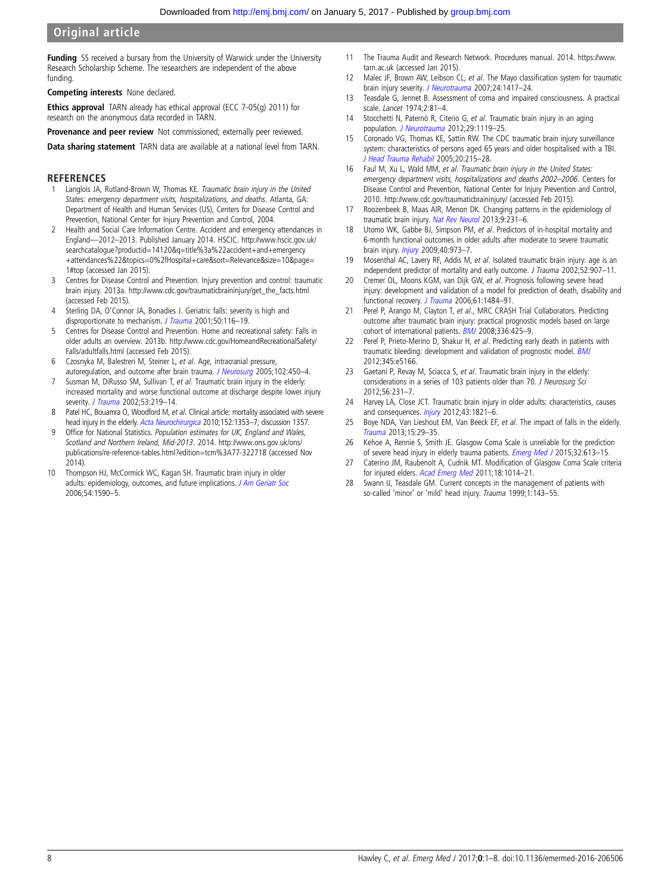**Funding** SS received a bursary from the University of Warwick under the University Research Scholarship Scheme. The researchers are independent of the above funding.

**Competing interests** None declared.

**Ethics approval** TARN already has ethical approval (ECC 7-05(g) 2011) for research on the anonymous data recorded in TARN.

**Provenance and peer review** Not commissioned; externally peer reviewed.

**Data sharing statement** TARN data are available at a national level from TARN.

## REFERENCES

1. Langlois JA, Rutland-Brown W, Thomas KE. *Traumatic brain injury in the United States: emergency department visits, hospitalizations, and deaths*. Atlanta, GA: Department of Health and Human Services (US), Centers for Disease Control and Prevention, National Center for Injury Prevention and Control, 2004.
2. Health and Social Care Information Centre. Accident and emergency attendances in England—2012–2013. Published January 2014. HSCIC. http://www.hscic.gov.uk/searchcatalogue?productid=14120&q=title%3a%22accident+and+emergency+attendances%22&topics=0%2fHospital+care&sort=Relevance&size=10&page=1#top (accessed Jan 2015).
3. Centres for Disease Control and Prevention. Injury prevention and control: traumatic brain injury. 2013a. http://www.cdc.gov/traumaticbraininjury/get_the_facts.html (accessed Feb 2015).
4. Sterling DA, O'Connor JA, Bonadies J. Geriatric falls: severity is high and disproportionate to mechanism. *J Trauma* 2001;50:116–19.
5. Centres for Disease Control and Prevention. Home and recreational safety: Falls in older adults an overview. 2013b. http://www.cdc.gov/HomeandRecreationalSafety/Falls/adultfalls.html (accessed Feb 2015).
6. Czosnyka M, Balestreri M, Steiner L, *et al*. Age, intracranial pressure, autoregulation, and outcome after brain trauma. *J Neurosurg* 2005;102:450–4.
7. Susman M, DiRusso SM, Sullivan T, *et al*. Traumatic brain injury in the elderly: increased mortality and worse functional outcome at discharge despite lower injury severity. *J Trauma* 2002;53:219–14.
8. Patel HC, Bouamra O, Woodford M, *et al*. Clinical article: mortality associated with severe head injury in the elderly. *Acta Neurochirurgica* 2010;152:1353–7; discussion 1357.
9. Office for National Statistics. *Population estimates for UK, England and Wales, Scotland and Northern Ireland, Mid-2013*. 2014. http://www.ons.gov.uk/ons/publications/re-reference-tables.html?edition=tcm%3A77-322718 (accessed Nov 2014).
10. Thompson HJ, McCormick WC, Kagan SH. Traumatic brain injury in older adults: epidemiology, outcomes, and future implications. *J Am Geriatr Soc* 2006;54:1590–5.
11. The Trauma Audit and Research Network. Procedures manual. 2014. https://www.tarn.ac.uk (accessed Jan 2015).
12. Malec JF, Brown AW, Leibson CL, *et al*. The Mayo classification system for traumatic brain injury severity. *J Neurotrauma* 2007;24:1417–24.
13. Teasdale G, Jennet B. Assessment of coma and impaired consciousness. A practical scale. *Lancet* 1974;2:81–4.
14. Stocchetti N, Paternò R, Citerio G, *et al*. Traumatic brain injury in an aging population. *J Neurotrauma* 2012;29:1119–25.
15. Coronado VG, Thomas KE, Sattin RW. The CDC traumatic brain injury surveillance system: characteristics of persons aged 65 years and older hospitalised with a TBI. *J Head Trauma Rehabil* 2005;20:215–28.
16. Faul M, Xu L, Wald MM, *et al*. *Traumatic brain injury in the United States: emergency department visits, hospitalizations and deaths 2002–2006*. Centers for Disease Control and Prevention, National Center for Injury Prevention and Control, 2010. http://www.cdc.gov/traumaticbraininjury/ (accessed Feb 2015).
17. Roozenbeek B, Maas AIR, Menon DK. Changing patterns in the epidemiology of traumatic brain injury. *Nat Rev Neurol* 2013;9:231–6.
18. Utomo WK, Gabbe BJ, Simpson PM, *et al*. Predictors of in-hospital mortality and 6-month functional outcomes in older adults after moderate to severe traumatic brain injury. *Injury* 2009;40:973–7.
19. Mosenthal AC, Lavery RF, Addis M, *et al*. Isolated traumatic brain injury: age is an independent predictor of mortality and early outcome. *J Trauma* 2002;52:907–11.
20. Cremer OL, Moons KGM, van Dijk GW, *et al*. Prognosis following severe head injury: development and validation of a model for prediction of death, disability and functional recovery. *J Trauma* 2006;61:1484–91.
21. Perel P, Arango M, Clayton T, *et al*., MRC CRASH Trial Collaborators. Predicting outcome after traumatic brain injury: practical prognostic models based on large cohort of international patients. *BMJ* 2008;336:425–9.
22. Perel P, Prieto-Merino D, Shakur H, *et al*. Predicting early death in patients with traumatic bleeding: development and validation of prognostic model. *BMJ* 2012;345:e5166.
23. Gaetani P, Revay M, Sciacca S, *et al*. Traumatic brain injury in the elderly: considerations in a series of 103 patients older than 70. *J Neurosurg Sci* 2012;56:231–7.
24. Harvey LA, Close JCT. Traumatic brain injury in older adults: characteristics, causes and consequences. *Injury* 2012;43:1821–6.
25. Boye NDA, Van Lieshout EM, Van Beeck EF, *et al*. The impact of falls in the elderly. *Trauma* 2013;15:29–35.
26. Kehoe A, Rennie S, Smith JE. Glasgow Coma Scale is unreliable for the prediction of severe head injury in elderly trauma patients. *Emerg Med J* 2015;32:613–15.
27. Caterino JM, Raubenolt A, Cudnik MT. Modification of Glasgow Coma Scale criteria for injured elders. *Acad Emerg Med* 2011;18:1014–21.
28. Swann IJ, Teasdale GM. Current concepts in the management of patients with so-called 'minor' or 'mild' head injury. *Trauma* 1999;1:143–55.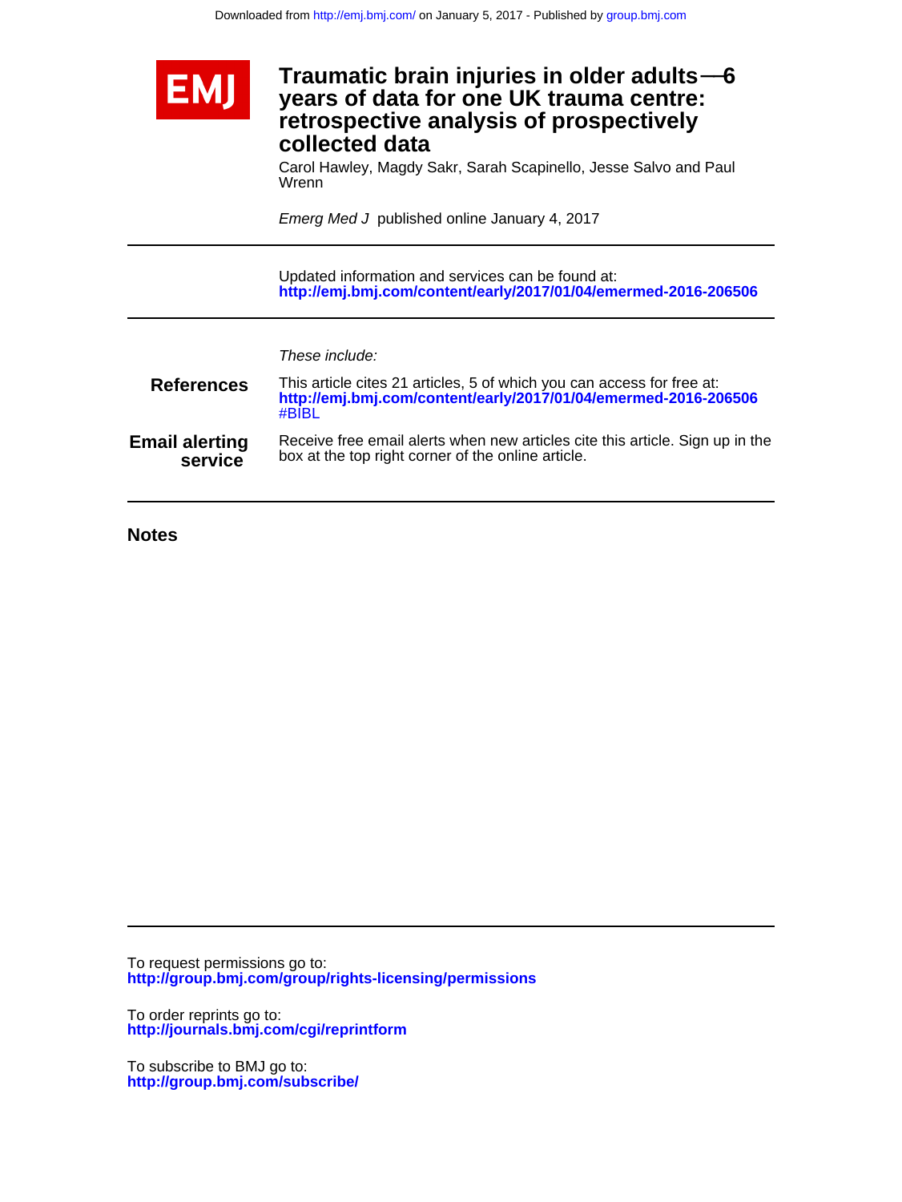Downloaded from http://emj.bmj.com/ on January 5, 2017 - Published by group.bmj.com

EMJ

# Traumatic brain injuries in older adults—6 years of data for one UK trauma centre: retrospective analysis of prospectively collected data

Carol Hawley, Magdy Sakr, Sarah Scapinello, Jesse Salvo and Paul Wrenn

*Emerg Med J* published online January 4, 2017

Updated information and services can be found at:
**http://emj.bmj.com/content/early/2017/01/04/emermed-2016-206506**

*These include:*

**References**

This article cites 21 articles, 5 of which you can access for free at:
**http://emj.bmj.com/content/early/2017/01/04/emermed-2016-206506#BIBL**

**Email alerting service**

Receive free email alerts when new articles cite this article. Sign up in the box at the top right corner of the online article.

## Notes

To request permissions go to:
**http://group.bmj.com/group/rights-licensing/permissions**

To order reprints go to:
**http://journals.bmj.com/cgi/reprintform**

To subscribe to BMJ go to:
**http://group.bmj.com/subscribe/**